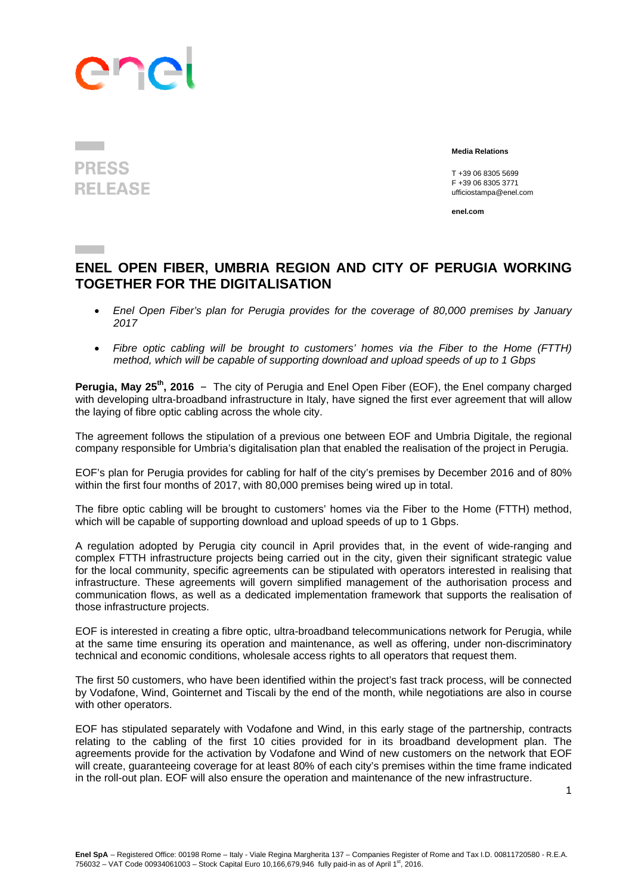PRESS RELEASE

**Media Relations**

T +39 06 8305 5699
F +39 06 8305 3771
ufficiostampa@enel.com

**enel.com**

# ENEL OPEN FIBER, UMBRIA REGION AND CITY OF PERUGIA WORKING TOGETHER FOR THE DIGITALISATION

- *Enel Open Fiber's plan for Perugia provides for the coverage of 80,000 premises by January 2017*
- *Fibre optic cabling will be brought to customers' homes via the Fiber to the Home (FTTH) method, which will be capable of supporting download and upload speeds of up to 1 Gbps*

**Perugia, May 25th, 2016** – The city of Perugia and Enel Open Fiber (EOF), the Enel company charged with developing ultra-broadband infrastructure in Italy, have signed the first ever agreement that will allow the laying of fibre optic cabling across the whole city.

The agreement follows the stipulation of a previous one between EOF and Umbria Digitale, the regional company responsible for Umbria's digitalisation plan that enabled the realisation of the project in Perugia.

EOF's plan for Perugia provides for cabling for half of the city's premises by December 2016 and of 80% within the first four months of 2017, with 80,000 premises being wired up in total.

The fibre optic cabling will be brought to customers' homes via the Fiber to the Home (FTTH) method, which will be capable of supporting download and upload speeds of up to 1 Gbps.

A regulation adopted by Perugia city council in April provides that, in the event of wide-ranging and complex FTTH infrastructure projects being carried out in the city, given their significant strategic value for the local community, specific agreements can be stipulated with operators interested in realising that infrastructure. These agreements will govern simplified management of the authorisation process and communication flows, as well as a dedicated implementation framework that supports the realisation of those infrastructure projects.

EOF is interested in creating a fibre optic, ultra-broadband telecommunications network for Perugia, while at the same time ensuring its operation and maintenance, as well as offering, under non-discriminatory technical and economic conditions, wholesale access rights to all operators that request them.

The first 50 customers, who have been identified within the project's fast track process, will be connected by Vodafone, Wind, Gointernet and Tiscali by the end of the month, while negotiations are also in course with other operators.

EOF has stipulated separately with Vodafone and Wind, in this early stage of the partnership, contracts relating to the cabling of the first 10 cities provided for in its broadband development plan. The agreements provide for the activation by Vodafone and Wind of new customers on the network that EOF will create, guaranteeing coverage for at least 80% of each city's premises within the time frame indicated in the roll-out plan. EOF will also ensure the operation and maintenance of the new infrastructure.

**Enel SpA** – Registered Office: 00198 Rome – Italy - Viale Regina Margherita 137 – Companies Register of Rome and Tax I.D. 00811720580 - R.E.A. 756032 – VAT Code 00934061003 – Stock Capital Euro 10,166,679,946 fully paid-in as of April 1st, 2016.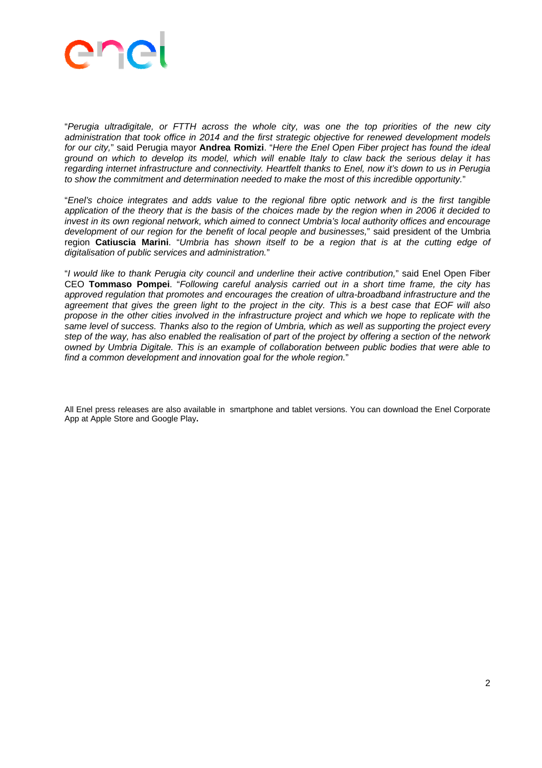"*Perugia ultradigitale, or FTTH across the whole city, was one the top priorities of the new city administration that took office in 2014 and the first strategic objective for renewed development models for our city,*" said Perugia mayor **Andrea Romizi**. "*Here the Enel Open Fiber project has found the ideal ground on which to develop its model, which will enable Italy to claw back the serious delay it has regarding internet infrastructure and connectivity. Heartfelt thanks to Enel, now it's down to us in Perugia to show the commitment and determination needed to make the most of this incredible opportunity.*"

"*Enel's choice integrates and adds value to the regional fibre optic network and is the first tangible application of the theory that is the basis of the choices made by the region when in 2006 it decided to invest in its own regional network, which aimed to connect Umbria's local authority offices and encourage development of our region for the benefit of local people and businesses,*" said president of the Umbria region **Catiuscia Marini**. "*Umbria has shown itself to be a region that is at the cutting edge of digitalisation of public services and administration.*"

"*I would like to thank Perugia city council and underline their active contribution,*" said Enel Open Fiber CEO **Tommaso Pompei**. "*Following careful analysis carried out in a short time frame, the city has approved regulation that promotes and encourages the creation of ultra-broadband infrastructure and the agreement that gives the green light to the project in the city. This is a best case that EOF will also propose in the other cities involved in the infrastructure project and which we hope to replicate with the same level of success. Thanks also to the region of Umbria, which as well as supporting the project every step of the way, has also enabled the realisation of part of the project by offering a section of the network owned by Umbria Digitale. This is an example of collaboration between public bodies that were able to find a common development and innovation goal for the whole region.*"

All Enel press releases are also available in smartphone and tablet versions. You can download the Enel Corporate App at Apple Store and Google Play.